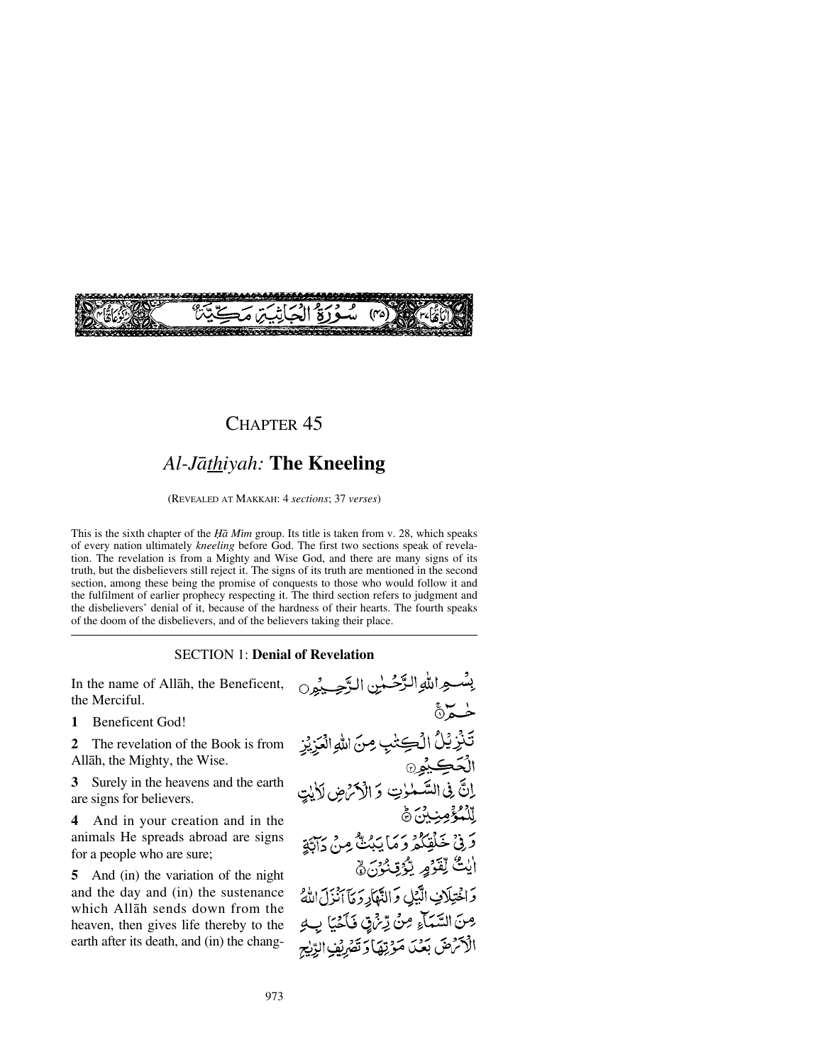سُورَةُ الْجَاثِيَةِ مَكِّيَّةٌ (٤٥)

# CHAPTER 45

## *Al-Jāthiyah:* **The Kneeling**

(REVEALED AT MAKKAH: 4 *sections*; 37 *verses*)

This is the sixth chapter of the *Ḥā Mīm* group. Its title is taken from v. 28, which speaks of every nation ultimately *kneeling* before God. The first two sections speak of revelation. The revelation is from a Mighty and Wise God, and there are many signs of its truth, but the disbelievers still reject it. The signs of its truth are mentioned in the second section, among these being the promise of conquests to those who would follow it and the fulfilment of earlier prophecy respecting it. The third section refers to judgment and the disbelievers' denial of it, because of the hardness of their hearts. The fourth speaks of the doom of the disbelievers, and of the believers taking their place.

### SECTION 1: **Denial of Revelation**

In the name of Allāh, the Beneficent, the Merciful.

بِسْمِ اللّٰهِ الرَّحْمٰنِ الرَّحِيْمِ

**1** Beneficent God!

حٰمٓ ۚ ﴿١﴾

**2** The revelation of the Book is from Allāh, the Mighty, the Wise.

تَنْزِيْلُ الْكِتٰبِ مِنَ اللّٰهِ الْعَزِيْزِ الْحَكِيْمِ ﴿٢﴾

**3** Surely in the heavens and the earth are signs for believers.

اِنَّ فِي السَّمٰوٰتِ وَ الْاَرْضِ لَاٰيٰتٍ لِّلْمُؤْمِنِيْنَ ﴿٣﴾

**4** And in your creation and in the animals He spreads abroad are signs for a people who are sure;

وَ فِيْ خَلْقِكُمْ وَ مَا يَبُثُّ مِنْ دَآبَّةٍ اٰيٰتٌ لِّقَوْمٍ يُّوْقِنُوْنَ ﴿٤﴾

**5** And (in) the variation of the night and the day and (in) the sustenance which Allāh sends down from the heaven, then gives life thereby to the earth after its death, and (in) the chang-

وَ اخْتِلَافِ الَّيْلِ وَ النَّهَارِ وَ مَآ اَنْزَلَ اللّٰهُ مِنَ السَّمَآءِ مِنْ رِّزْقٍ فَاَحْيَا بِهِ الْاَرْضَ بَعْدَ مَوْتِهَا وَ تَصْرِيْفِ الرِّيٰحِ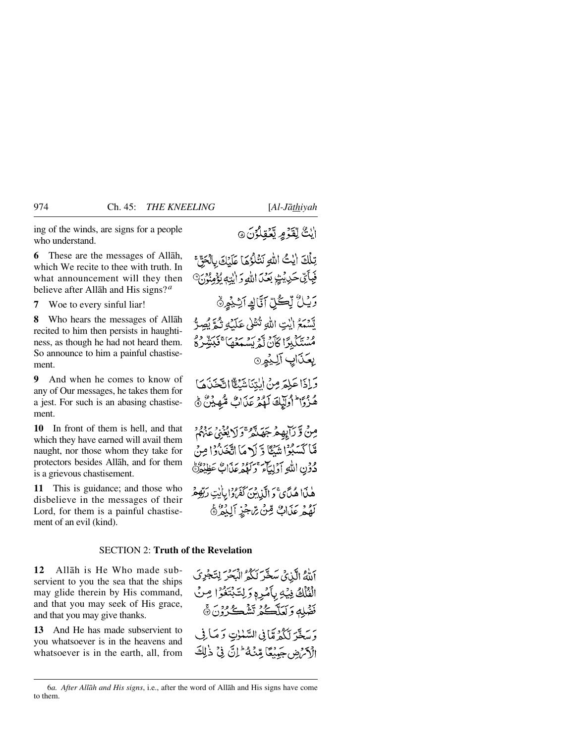ing of the winds, are signs for a people who understand.

آيٰتٌ لِّقَوْمٍ يَّعْقِلُوْنَ ۝

**6** These are the messages of Allāh, which We recite to thee with truth. In what announcement will they then believe after Allāh and His signs?[a]

تِلْكَ اٰيٰتُ اللّٰهِ نَتْلُوْهَا عَلَيْكَ بِالْحَقِّ ۚ فَبِاَيِّ حَدِيْثٍۭ بَعْدَ اللّٰهِ وَاٰيٰتِهٖ يُؤْمِنُوْنَ ۝

**7** Woe to every sinful liar!

وَيْلٌ لِّكُلِّ اَفَّاكٍ اَثِيْمٍ ۝

**8** Who hears the messages of Allāh recited to him then persists in haughtiness, as though he had not heard them. So announce to him a painful chastisement.

يَّسْمَعُ اٰيٰتِ اللّٰهِ تُتْلٰى عَلَيْهِ ثُمَّ يُصِرُّ مُسْتَكْبِرًا كَاَنْ لَّمْ يَسْمَعْهَا ۚ فَبَشِّرْهُ بِعَذَابٍ اَلِيْمٍ ۝

**9** And when he comes to know of any of Our messages, he takes them for a jest. For such is an abasing chastisement.

وَاِذَا عَلِمَ مِنْ اٰيٰتِنَا شَيْـًٔا اتَّخَذَهَا هُزُوًا ۗ اُولٰٓئِكَ لَهُمْ عَذَابٌ مُّهِيْنٌ ۝

**10** In front of them is hell, and that which they have earned will avail them naught, nor those whom they take for protectors besides Allāh, and for them is a grievous chastisement.

مِنْ وَّرَآئِهِمْ جَهَنَّمُ ۚ وَلَا يُغْنِيْ عَنْهُمْ مَّا كَسَبُوْا شَيْـًٔا وَّلَا مَا اتَّخَذُوْا مِنْ دُوْنِ اللّٰهِ اَوْلِيَآءَ ۚ وَلَهُمْ عَذَابٌ عَظِيْمٌ ۝

**11** This is guidance; and those who disbelieve in the messages of their Lord, for them is a painful chastisement of an evil (kind).

هٰذَا هُدًى ۚ وَالَّذِيْنَ كَفَرُوْا بِاٰيٰتِ رَبِّهِمْ لَهُمْ عَذَابٌ مِّنْ رِّجْزٍ اَلِيْمٌ ۝

## SECTION 2: **Truth of the Revelation**

**12** Allāh is He Who made subservient to you the sea that the ships may glide therein by His command, and that you may seek of His grace, and that you may give thanks.

اَللّٰهُ الَّذِيْ سَخَّرَ لَكُمُ الْبَحْرَ لِتَجْرِيَ الْفُلْكُ فِيْهِ بِاَمْرِهٖ وَلِتَبْتَغُوْا مِنْ فَضْلِهٖ وَلَعَلَّكُمْ تَشْكُرُوْنَ ۝

**13** And He has made subservient to you whatsoever is in the heavens and whatsoever is in the earth, all, from

وَسَخَّرَ لَكُمْ مَّا فِي السَّمٰوٰتِ وَمَا فِي الْاَرْضِ جَمِيْعًا مِّنْهُ ۚ اِنَّ فِيْ ذٰلِكَ

---

6*a*. *After Allāh and His signs*, i.e., after the word of Allāh and His signs have come to them.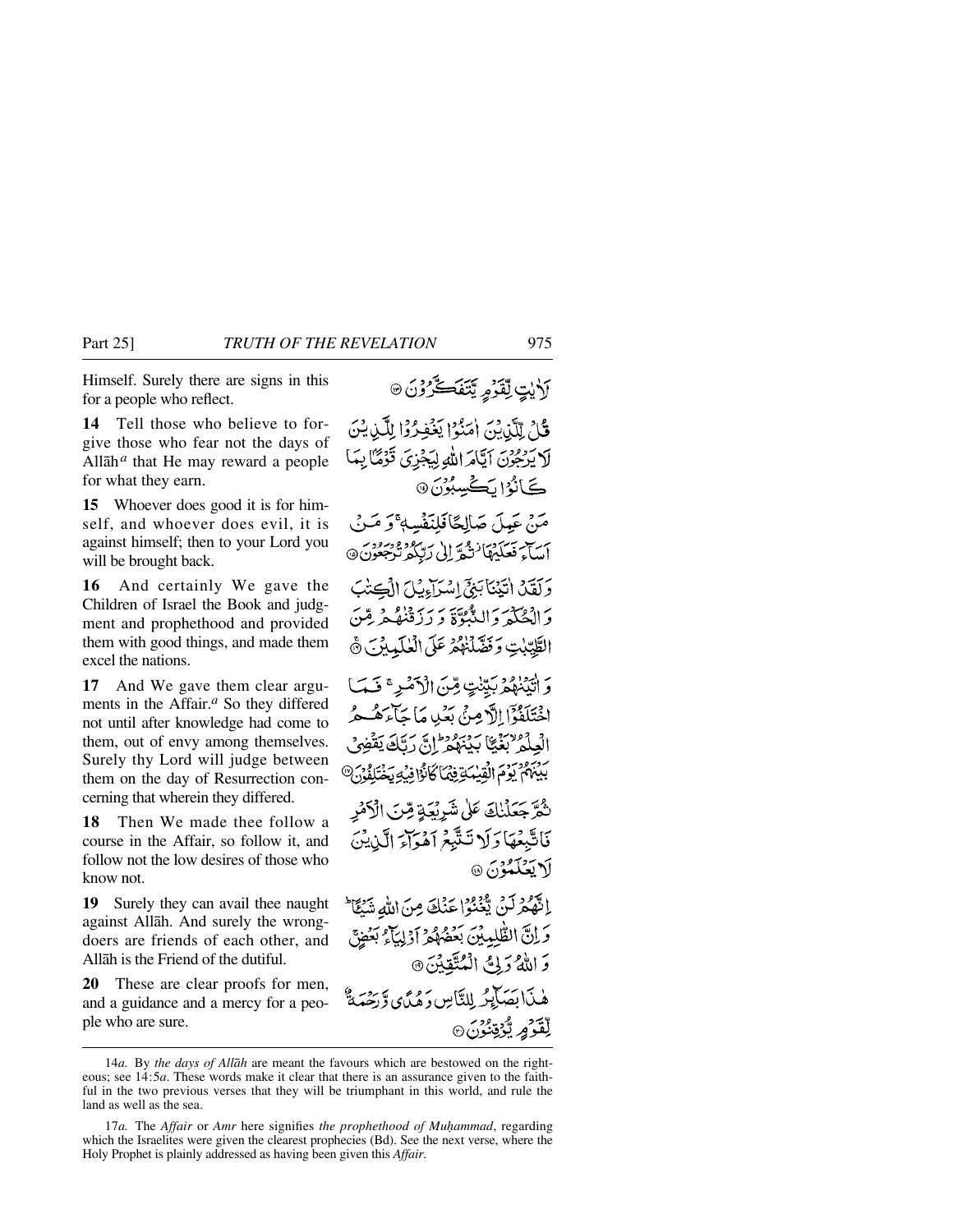Himself. Surely there are signs in this for a people who reflect.

لَاٰيٰتٍ لِّقَوۡمٍ يَّتَفَكَّرُوۡنَ ۝۱۳

**14** Tell those who believe to forgive those who fear not the days of Allāh[a] that He may reward a people for what they earn.

قُلۡ لِّلَّذِيۡنَ اٰمَنُوۡا يَغۡفِرُوۡا لِلَّذِيۡنَ لَا يَرۡجُوۡنَ اَيَّامَ اللّٰهِ لِيَجۡزِىَ قَوۡمًۢا بِمَا كَانُوۡا يَكۡسِبُوۡنَ ۝۱۴

**15** Whoever does good it is for himself, and whoever does evil, it is against himself; then to your Lord you will be brought back.

مَنۡ عَمِلَ صَالِحًا فَلِنَفۡسِهٖ‌ ۚ وَمَنۡ اَسَآءَ فَعَلَيۡهَا‌ ثُمَّ اِلٰى رَبِّكُمۡ تُرۡجَعُوۡنَ ۝۱۵

**16** And certainly We gave the Children of Israel the Book and judgment and prophethood and provided them with good things, and made them excel the nations.

وَلَقَدۡ اٰتَيۡنَا بَنِىۡۤ اِسۡرَآءِيۡلَ الۡكِتٰبَ وَالۡحُكۡمَ وَالنُّبُوَّةَ وَرَزَقۡنٰهُمۡ مِّنَ الطَّيِّبٰتِ وَفَضَّلۡنٰهُمۡ عَلَى الۡعٰلَمِيۡنَ‌ ۝۱۶

**17** And We gave them clear arguments in the Affair.[a] So they differed not until after knowledge had come to them, out of envy among themselves. Surely thy Lord will judge between them on the day of Resurrection concerning that wherein they differed.

وَاٰتَيۡنٰهُمۡ بَيِّنٰتٍ مِّنَ الۡاَمۡرِ‌ ۚ فَمَا اخۡتَلَفُوۡۤا اِلَّا مِنۡۢ بَعۡدِ مَا جَآءَهُمُ الۡعِلۡمُ ۙ بَغۡيًاۢ بَيۡنَهُمۡ‌ ؕ اِنَّ رَبَّكَ يَقۡضِىۡ بَيۡنَهُمۡ يَوۡمَ الۡقِيٰمَةِ فِيۡمَا كَانُوۡا فِيۡهِ يَخۡتَلِفُوۡنَ‏ ۝۱۷

**18** Then We made thee follow a course in the Affair, so follow it, and follow not the low desires of those who know not.

ثُمَّ جَعَلۡنٰكَ عَلٰى شَرِيۡعَةٍ مِّنَ الۡاَمۡرِ فَاتَّبِعۡهَا وَلَا تَتَّبِعۡ اَهۡوَآءَ الَّذِيۡنَ لَا يَعۡلَمُوۡنَ‏ ۝۱۸

**19** Surely they can avail thee naught against Allāh. And surely the wrongdoers are friends of each other, and Allāh is the Friend of the dutiful.

اِنَّهُمۡ لَنۡ يُّغۡنُوۡا عَنۡكَ مِنَ اللّٰهِ شَيۡـئًا‌ ؕ وَاِنَّ الظّٰلِمِيۡنَ بَعۡضُهُمۡ اَوۡلِيَآءُ بَعۡضٍ‌ۚ وَاللّٰهُ وَلِىُّ الۡمُتَّقِيۡنَ‏ ۝۱۹

**20** These are clear proofs for men, and a guidance and a mercy for a people who are sure.

هٰذَا بَصَآئِرُ لِلنَّاسِ وَهُدًى وَّرَحۡمَةٌ لِّقَوۡمٍ يُّوۡقِنُوۡنَ‏ ۝۲۰

---

14*a.* By *the days of Allāh* are meant the favours which are bestowed on the righteous; see 14:5*a*. These words make it clear that there is an assurance given to the faithful in the two previous verses that they will be triumphant in this world, and rule the land as well as the sea.

17*a.* The *Affair* or *Amr* here signifies *the prophethood of Muḥammad*, regarding which the Israelites were given the clearest prophecies (Bd). See the next verse, where the Holy Prophet is plainly addressed as having been given this *Affair*.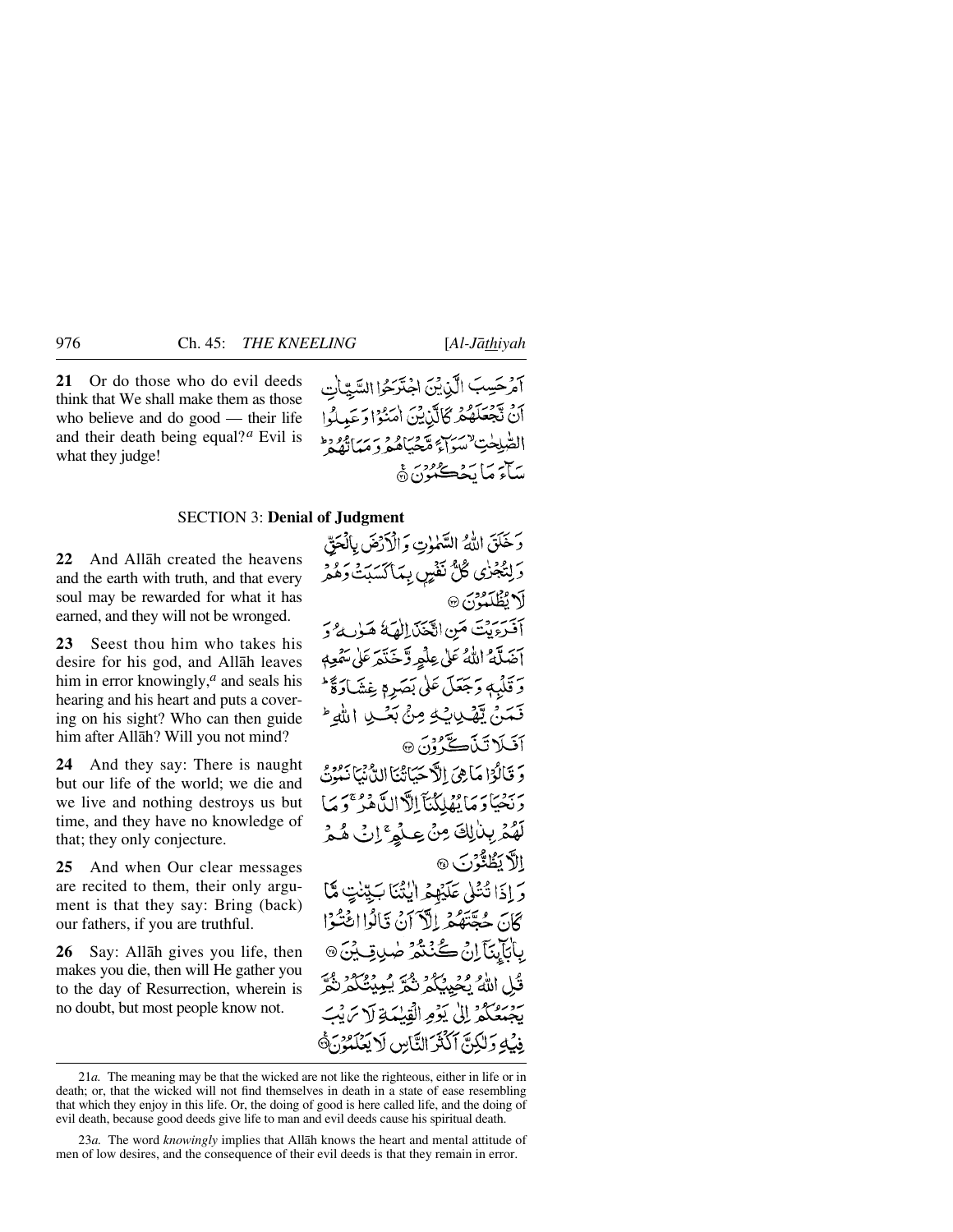**21** Or do those who do evil deeds think that We shall make them as those who believe and do good — their life and their death being equal?[a] Evil is what they judge!

اَمۡ حَسِبَ الَّذِیۡنَ اجۡتَرَحُوا السَّیِّاٰتِ اَنۡ نَّجۡعَلَہُمۡ کَالَّذِیۡنَ اٰمَنُوۡا وَ عَمِلُوا الصّٰلِحٰتِ ۙ سَوَآءً مَّحۡیَاہُمۡ وَ مَمَاتُہُمۡ ؕ سَآءَ مَا یَحۡکُمُوۡنَ ﴿۲۱﴾

## SECTION 3: Denial of Judgment

**22** And Allāh created the heavens and the earth with truth, and that every soul may be rewarded for what it has earned, and they will not be wronged.

وَ خَلَقَ اللّٰہُ السَّمٰوٰتِ وَ الۡاَرۡضَ بِالۡحَقِّ وَ لِتُجۡزٰی کُلُّ نَفۡسٍۭ بِمَا کَسَبَتۡ وَ ہُمۡ لَا یُظۡلَمُوۡنَ ﴿۲۲﴾

**23** Seest thou him who takes his desire for his god, and Allāh leaves him in error knowingly,[a] and seals his hearing and his heart and puts a covering on his sight? Who can then guide him after Allāh? Will you not mind?

اَفَرَءَیۡتَ مَنِ اتَّخَذَ اِلٰـہَہٗ ہَوٰىہُ وَ اَضَلَّہُ اللّٰہُ عَلٰی عِلۡمٍ وَّ خَتَمَ عَلٰی سَمۡعِہٖ وَ قَلۡبِہٖ وَ جَعَلَ عَلٰی بَصَرِہٖ غِشٰوَۃً ؕ فَمَنۡ یَّہۡدِیۡہِ مِنۡۢ بَعۡدِ اللّٰہِ ؕ اَفَلَا تَذَکَّرُوۡنَ ﴿۲۳﴾

**24** And they say: There is naught but our life of the world; we die and we live and nothing destroys us but time, and they have no knowledge of that; they only conjecture.

وَ قَالُوۡا مَا ہِیَ اِلَّا حَیَاتُنَا الدُّنۡیَا نَمُوۡتُ وَ نَحۡیَا وَ مَا یُہۡلِکُنَاۤ اِلَّا الدَّہۡرُ ۚ وَ مَا لَہُمۡ بِذٰلِکَ مِنۡ عِلۡمٍ ۚ اِنۡ ہُمۡ اِلَّا یَظُنُّوۡنَ ﴿۲۴﴾

**25** And when Our clear messages are recited to them, their only argument is that they say: Bring (back) our fathers, if you are truthful.

وَ اِذَا تُتۡلٰی عَلَیۡہِمۡ اٰیٰتُنَا بَیِّنٰتٍ مَّا کَانَ حُجَّتَہُمۡ اِلَّاۤ اَنۡ قَالُوا ائۡتُوۡا بِاٰبَآئِنَاۤ اِنۡ کُنۡتُمۡ صٰدِقِیۡنَ ﴿۲۵﴾

**26** Say: Allāh gives you life, then makes you die, then will He gather you to the day of Resurrection, wherein is no doubt, but most people know not.

قُلِ اللّٰہُ یُحۡیِیۡکُمۡ ثُمَّ یُمِیۡتُکُمۡ ثُمَّ یَجۡمَعُکُمۡ اِلٰی یَوۡمِ الۡقِیٰمَۃِ لَا رَیۡبَ فِیۡہِ وَ لٰکِنَّ اَکۡثَرَ النَّاسِ لَا یَعۡلَمُوۡنَ ﴿۲۶﴾

---

21*a.* The meaning may be that the wicked are not like the righteous, either in life or in death; or, that the wicked will not find themselves in death in a state of ease resembling that which they enjoy in this life. Or, the doing of good is here called life, and the doing of evil death, because good deeds give life to man and evil deeds cause his spiritual death.

23*a.* The word *knowingly* implies that Allāh knows the heart and mental attitude of men of low desires, and the consequence of their evil deeds is that they remain in error.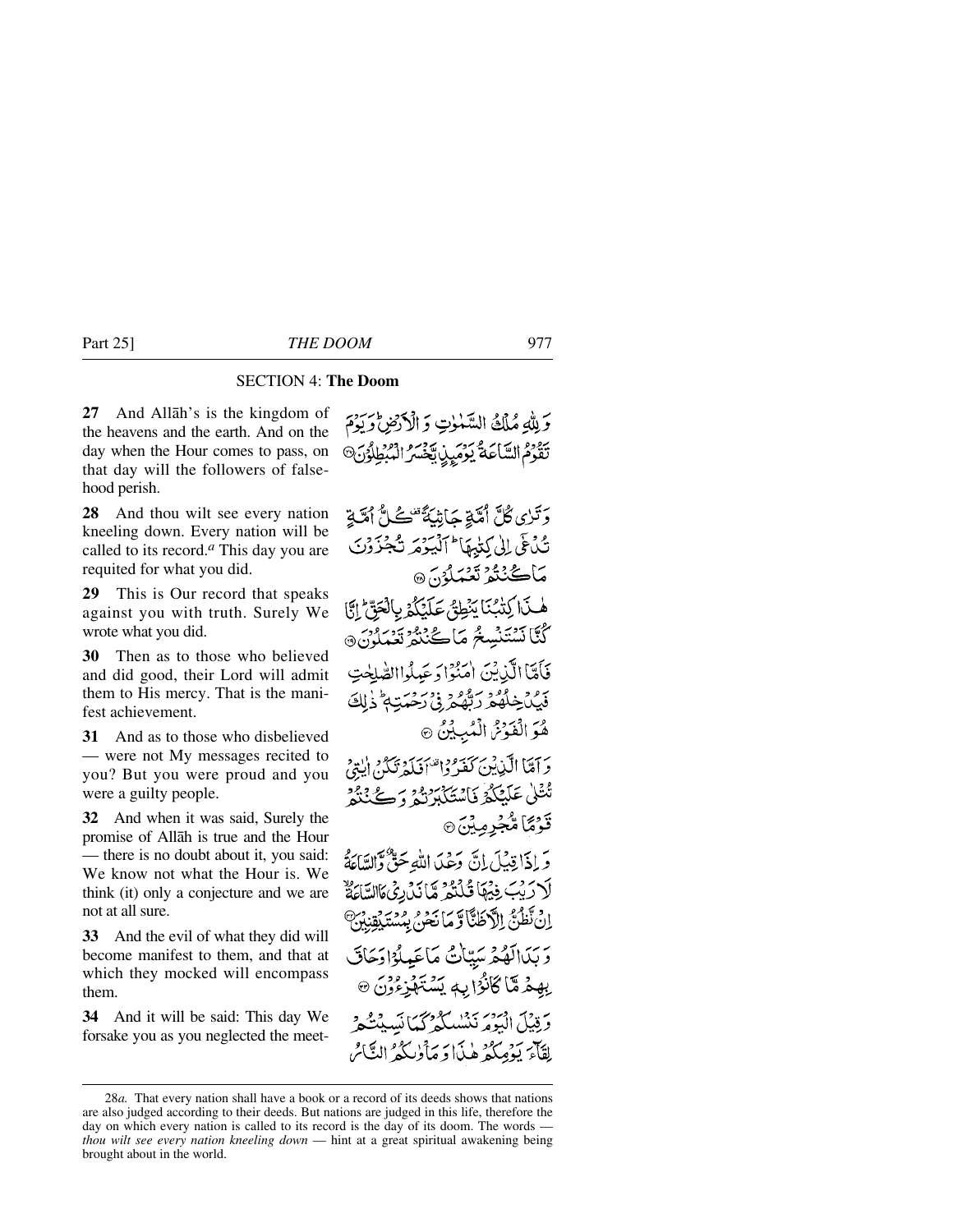## SECTION 4: **The Doom**

**27** And Allāh's is the kingdom of the heavens and the earth. And on the day when the Hour comes to pass, on that day will the followers of falsehood perish.

وَ لِلّٰهِ مُلۡکُ السَّمٰوٰتِ وَ الۡاَرۡضِ ؕ وَ یَوۡمَ تَقُوۡمُ السَّاعَۃُ یَوۡمَئِذٍ یَّخۡسَرُ الۡمُبۡطِلُوۡنَ ﴿۲۷﴾

**28** And thou wilt see every nation kneeling down. Every nation will be called to its record.[a] This day you are requited for what you did.

وَ تَرٰی کُلَّ اُمَّۃٍ جَاثِیَۃً ۟ کُلُّ اُمَّۃٍ تُدۡعٰۤی اِلٰی کِتٰبِہَا ؕ اَلۡیَوۡمَ تُجۡزَوۡنَ مَا کُنۡتُمۡ تَعۡمَلُوۡنَ ﴿۲۸﴾

**29** This is Our record that speaks against you with truth. Surely We wrote what you did.

ہٰذَا کِتٰبُنَا یَنۡطِقُ عَلَیۡکُمۡ بِالۡحَقِّ ؕ اِنَّا کُنَّا نَسۡتَنۡسِخُ مَا کُنۡتُمۡ تَعۡمَلُوۡنَ ﴿۲۹﴾

**30** Then as to those who believed and did good, their Lord will admit them to His mercy. That is the manifest achievement.

فَاَمَّا الَّذِیۡنَ اٰمَنُوۡا وَ عَمِلُوا الصّٰلِحٰتِ فَیُدۡخِلُہُمۡ رَبُّہُمۡ فِیۡ رَحۡمَتِہٖ ؕ ذٰلِکَ ہُوَ الۡفَوۡزُ الۡمُبِیۡنُ ﴿۳۰﴾

**31** And as to those who disbelieved — were not My messages recited to you? But you were proud and you were a guilty people.

وَ اَمَّا الَّذِیۡنَ کَفَرُوۡا ۟ اَفَلَمۡ تَکُنۡ اٰیٰتِیۡ تُتۡلٰی عَلَیۡکُمۡ فَاسۡتَکۡبَرۡتُمۡ وَ کُنۡتُمۡ قَوۡمًا مُّجۡرِمِیۡنَ ﴿۳۱﴾

**32** And when it was said, Surely the promise of Allāh is true and the Hour — there is no doubt about it, you said: We know not what the Hour is. We think (it) only a conjecture and we are not at all sure.

وَ اِذَا قِیۡلَ اِنَّ وَعۡدَ اللّٰہِ حَقٌّ وَّ السَّاعَۃُ لَا رَیۡبَ فِیۡہَا قُلۡتُمۡ مَّا نَدۡرِیۡ مَا السَّاعَۃُ ۙ اِنۡ نَّظُنُّ اِلَّا ظَنًّا وَّ مَا نَحۡنُ بِمُسۡتَیۡقِنِیۡنَ ﴿۳۲﴾

**33** And the evil of what they did will become manifest to them, and that at which they mocked will encompass them.

وَ بَدَا لَہُمۡ سَیِّاٰتُ مَا عَمِلُوۡا وَ حَاقَ بِہِمۡ مَّا کَانُوۡا بِہٖ یَسۡتَہۡزِءُوۡنَ ﴿۳۳﴾

**34** And it will be said: This day We forsake you as you neglected the meet-

وَ قِیۡلَ الۡیَوۡمَ نَنۡسٰکُمۡ کَمَا نَسِیۡتُمۡ لِقَآءَ یَوۡمِکُمۡ ہٰذَا وَ مَاۡوٰىکُمُ النَّارُ

---

28*a*. That every nation shall have a book or a record of its deeds shows that nations are also judged according to their deeds. But nations are judged in this life, therefore the day on which every nation is called to its record is the day of its doom. The words — *thou wilt see every nation kneeling down* — hint at a great spiritual awakening being brought about in the world.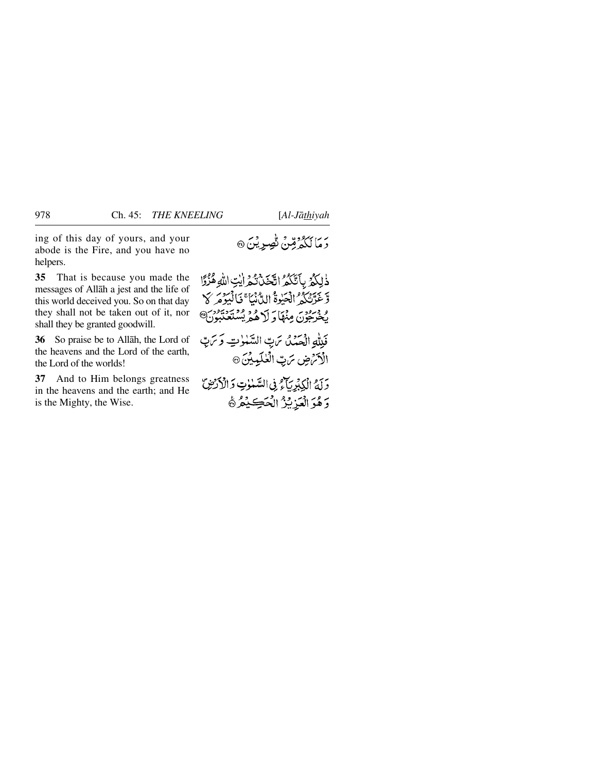ing of this day of yours, and your abode is the Fire, and you have no helpers.

وَ مَا لَكُمْ مِّنْ نّٰصِرِيْنَ ﴿۳۴﴾

**35** That is because you made the messages of Allāh a jest and the life of this world deceived you. So on that day they shall not be taken out of it, nor shall they be granted goodwill.

ذٰلِكُمْ بِاَنَّكُمُ اتَّخَذْتُمْ اٰيٰتِ اللّٰهِ هُزُوًا وَّ غَرَّتْكُمُ الْحَيٰوةُ الدُّنْيَا ۚ فَالْيَوْمَ لَا يُخْرَجُوْنَ مِنْهَا وَ لَا هُمْ يُسْتَعْتَبُوْنَ ﴿۳۵﴾

**36** So praise be to Allāh, the Lord of the heavens and the Lord of the earth, the Lord of the worlds!

فَلِلّٰهِ الْحَمْدُ رَبِّ السَّمٰوٰتِ وَ رَبِّ الْاَرْضِ رَبِّ الْعٰلَمِيْنَ ﴿۳۶﴾

**37** And to Him belongs greatness in the heavens and the earth; and He is the Mighty, the Wise.

وَ لَهُ الْكِبْرِيَآءُ فِي السَّمٰوٰتِ وَ الْاَرْضِ ۪ وَ هُوَ الْعَزِيْزُ الْحَكِيْمُ ﴿۳۷﴾